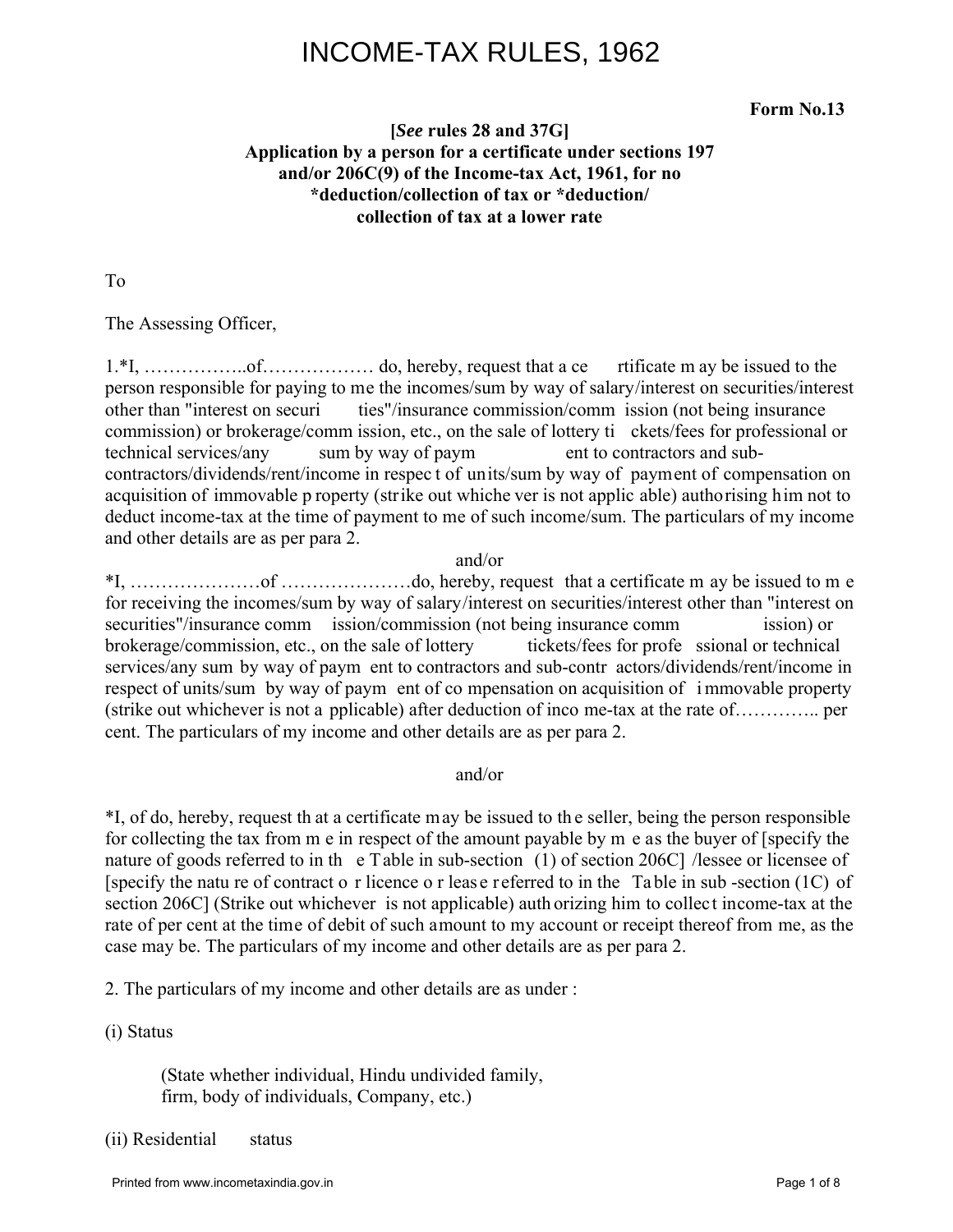# INCOME-TAX RULES, 1962

**Form No.13**

**[*See* rules 28 and 37G]**
**Application by a person for a certificate under sections 197 and/or 206C(9) of the Income-tax Act, 1961, for no *deduction/collection of tax or *deduction/ collection of tax at a lower rate**

To

The Assessing Officer,

1.*I, ……………..of……………… do, hereby, request that a certificate may be issued to the person responsible for paying to me the incomes/sum by way of salary/interest on securities/interest other than "interest on securities"/insurance commission/commission (not being insurance commission) or brokerage/commission, etc., on the sale of lottery tickets/fees for professional or technical services/any sum by way of payment to contractors and sub-contractors/dividends/rent/income in respect of units/sum by way of payment of compensation on acquisition of immovable property (strike out whichever is not applicable) authorising him not to deduct income-tax at the time of payment to me of such income/sum. The particulars of my income and other details are as per para 2.

and/or

*I, …………………of …………………do, hereby, request that a certificate may be issued to me for receiving the incomes/sum by way of salary/interest on securities/interest other than "interest on securities"/insurance commission/commission (not being insurance commission) or brokerage/commission, etc., on the sale of lottery tickets/fees for professional or technical services/any sum by way of payment to contractors and sub-contractors/dividends/rent/income in respect of units/sum by way of payment of compensation on acquisition of immovable property (strike out whichever is not applicable) after deduction of income-tax at the rate of………….. per cent. The particulars of my income and other details are as per para 2.

and/or

*I, of do, hereby, request that a certificate may be issued to the seller, being the person responsible for collecting the tax from me in respect of the amount payable by me as the buyer of [specify the nature of goods referred to in the Table in sub-section (1) of section 206C] /lessee or licensee of [specify the nature of contract or licence or lease referred to in the Table in sub-section (1C) of section 206C] (Strike out whichever is not applicable) authorizing him to collect income-tax at the rate of per cent at the time of debit of such amount to my account or receipt thereof from me, as the case may be. The particulars of my income and other details are as per para 2.

2. The particulars of my income and other details are as under :

(i) Status

(State whether individual, Hindu undivided family, firm, body of individuals, Company, etc.)

(ii) Residential status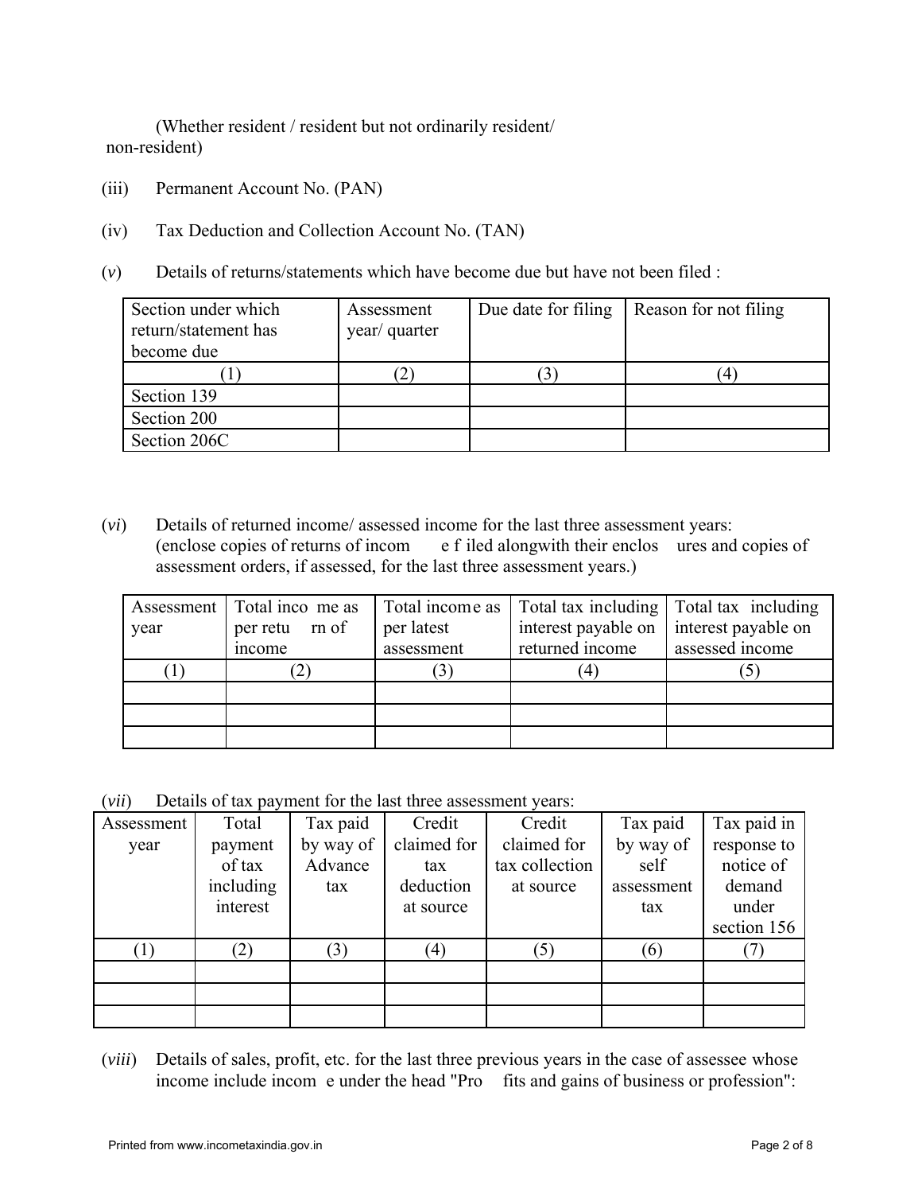(Whether resident / resident but not ordinarily resident/ non-resident)

(iii) Permanent Account No. (PAN)

(iv) Tax Deduction and Collection Account No. (TAN)

(*v*) Details of returns/statements which have become due but have not been filed :

| Section under which return/statement has become due | Assessment year/ quarter | Due date for filing | Reason for not filing |
|---|---|---|---|
| (1) | (2) | (3) | (4) |
| Section 139 | | | |
| Section 200 | | | |
| Section 206C | | | |

(*vi*) Details of returned income/ assessed income for the last three assessment years: (enclose copies of returns of income filed alongwith their enclosures and copies of assessment orders, if assessed, for the last three assessment years.)

| Assessment year | Total income as per return of income | Total income as per latest assessment | Total tax including interest payable on returned income | Total tax including interest payable on assessed income |
|---|---|---|---|---|
| (1) | (2) | (3) | (4) | (5) |
| | | | | |
| | | | | |
| | | | | |

(*vii*) Details of tax payment for the last three assessment years:

| Assessment year | Total payment of tax including interest | Tax paid by way of Advance tax | Credit claimed for tax deduction at source | Credit claimed for tax collection at source | Tax paid by way of self assessment tax | Tax paid in response to notice of demand under section 156 |
|---|---|---|---|---|---|---|
| (1) | (2) | (3) | (4) | (5) | (6) | (7) |
| | | | | | | |
| | | | | | | |
| | | | | | | |

(*viii*) Details of sales, profit, etc. for the last three previous years in the case of assessee whose income include income under the head "Profits and gains of business or profession":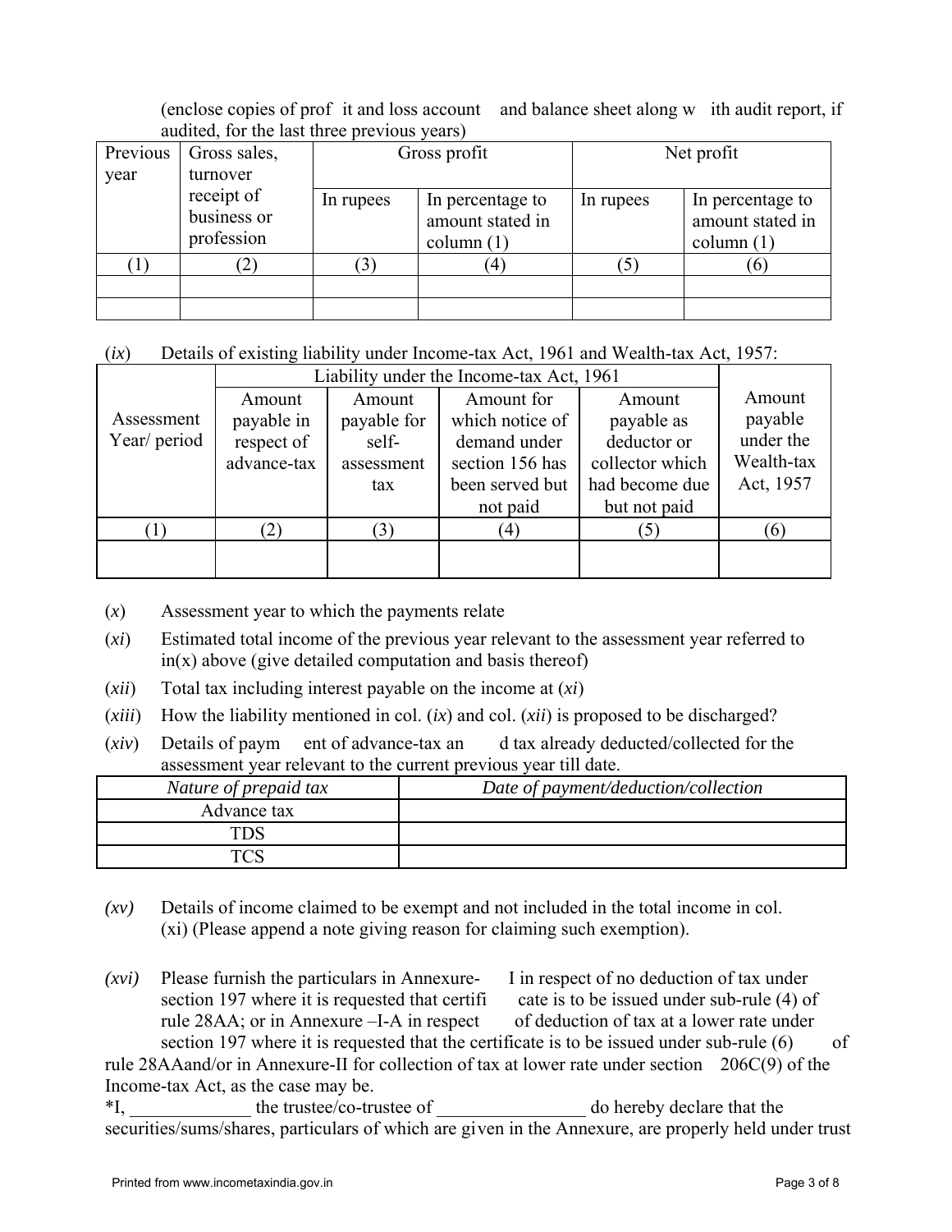(enclose copies of profit and loss account and balance sheet along with audit report, if audited, for the last three previous years)

| Previous year | Gross sales, turnover receipt of business or profession | Gross profit | | Net profit | |
|---|---|---|---|---|---|
| | | In rupees | In percentage to amount stated in column (1) | In rupees | In percentage to amount stated in column (1) |
| (1) | (2) | (3) | (4) | (5) | (6) |
| | | | | | |
| | | | | | |

(*ix*) Details of existing liability under Income-tax Act, 1961 and Wealth-tax Act, 1957:

| Assessment Year/ period | Liability under the Income-tax Act, 1961 | | | | Amount payable under the Wealth-tax Act, 1957 |
|---|---|---|---|---|---|
| | Amount payable in respect of advance-tax | Amount payable for self-assessment tax | Amount for which notice of demand under section 156 has been served but not paid | Amount payable as deductor or collector which had become due but not paid | |
| (1) | (2) | (3) | (4) | (5) | (6) |
| | | | | | |

(*x*) Assessment year to which the payments relate

(*xi*) Estimated total income of the previous year relevant to the assessment year referred to in(x) above (give detailed computation and basis thereof)

(*xii*) Total tax including interest payable on the income at (*xi*)

(*xiii*) How the liability mentioned in col. (*ix*) and col. (*xii*) is proposed to be discharged?

(*xiv*) Details of payment of advance-tax and tax already deducted/collected for the assessment year relevant to the current previous year till date.

| *Nature of prepaid tax* | *Date of payment/deduction/collection* |
|---|---|
| Advance tax | |
| TDS | |
| TCS | |

*(xv)* Details of income claimed to be exempt and not included in the total income in col. (xi) (Please append a note giving reason for claiming such exemption).

*(xvi)* Please furnish the particulars in Annexure-I in respect of no deduction of tax under section 197 where it is requested that certificate is to be issued under sub-rule (4) of rule 28AA; or in Annexure –I-A in respect of deduction of tax at a lower rate under section 197 where it is requested that the certificate is to be issued under sub-rule (6) of rule 28AAand/or in Annexure-II for collection of tax at lower rate under section 206C(9) of the Income-tax Act, as the case may be.

*I, _____________ the trustee/co-trustee of ________________ do hereby declare that the securities/sums/shares, particulars of which are given in the Annexure, are properly held under trust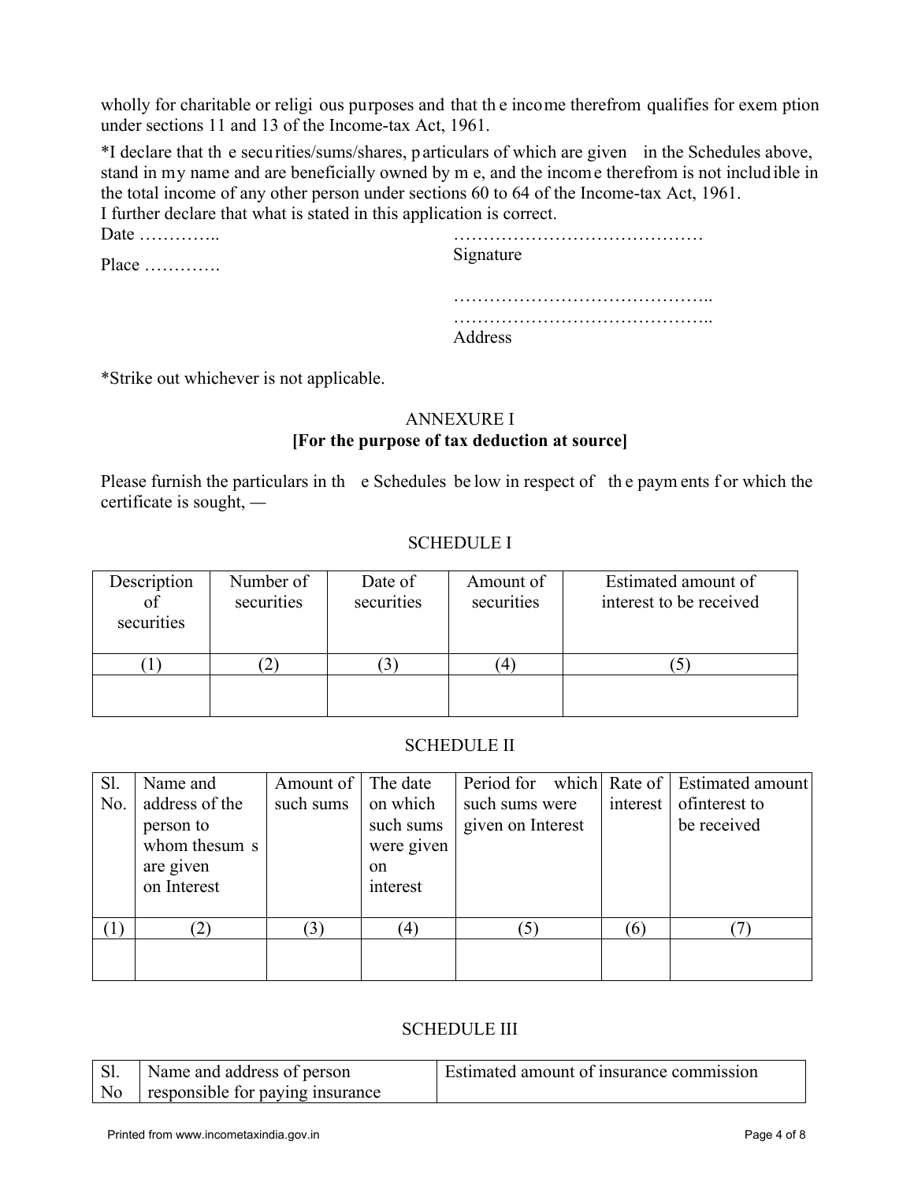wholly for charitable or religious purposes and that the income therefrom qualifies for exemption under sections 11 and 13 of the Income-tax Act, 1961.

*I declare that the securities/sums/shares, particulars of which are given in the Schedules above, stand in my name and are beneficially owned by me, and the income therefrom is not includible in the total income of any other person under sections 60 to 64 of the Income-tax Act, 1961.

I further declare that what is stated in this application is correct.

Date …………..

Place ………….

……………………………………
Signature

……………………………………..
……………………………………..
Address

*Strike out whichever is not applicable.

## ANNEXURE I

**[For the purpose of tax deduction at source]**

Please furnish the particulars in the Schedules below in respect of the payments for which the certificate is sought, —

### SCHEDULE I

| Description of securities | Number of securities | Date of securities | Amount of securities | Estimated amount of interest to be received |
|---|---|---|---|---|
| (1) | (2) | (3) | (4) | (5) |
| | | | | |

### SCHEDULE II

| Sl. No. | Name and address of the person to whom the sums are given on Interest | Amount of such sums | The date on which such sums were given on interest | Period for which such sums were given on Interest | Rate of interest | Estimated amount of interest to be received |
|---|---|---|---|---|---|---|
| (1) | (2) | (3) | (4) | (5) | (6) | (7) |
| | | | | | | |

### SCHEDULE III

| Sl. No | Name and address of person responsible for paying insurance | Estimated amount of insurance commission |
|---|---|---|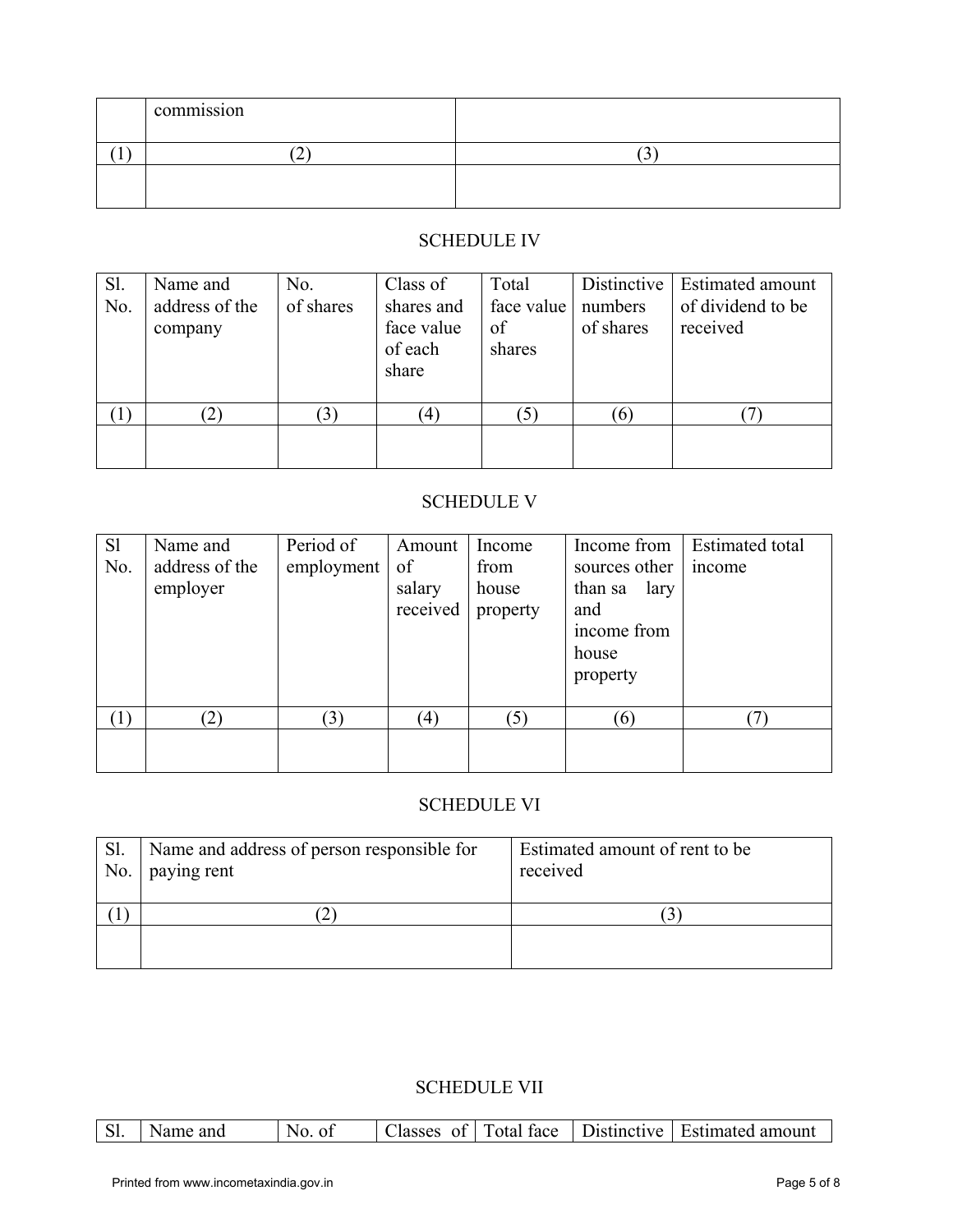|  | commission |  |
|---|---|---|
| (1) | (2) | (3) |
|  |  |  |

SCHEDULE IV

| Sl. No. | Name and address of the company | No. of shares | Class of shares and face value of each share | Total face value of shares | Distinctive numbers of shares | Estimated amount of dividend to be received |
|---|---|---|---|---|---|---|
| (1) | (2) | (3) | (4) | (5) | (6) | (7) |
|  |  |  |  |  |  |  |

SCHEDULE V

| Sl No. | Name and address of the employer | Period of employment | Amount of salary received | Income from house property | Income from sources other than sa lary and income from house property | Estimated total income |
|---|---|---|---|---|---|---|
| (1) | (2) | (3) | (4) | (5) | (6) | (7) |
|  |  |  |  |  |  |  |

SCHEDULE VI

| Sl. No. | Name and address of person responsible for paying rent | Estimated amount of rent to be received |
|---|---|---|
| (1) | (2) | (3) |
|  |  |  |

SCHEDULE VII

| Sl. | Name and | No. of | Classes of | Total face | Distinctive | Estimated amount |
|---|---|---|---|---|---|---|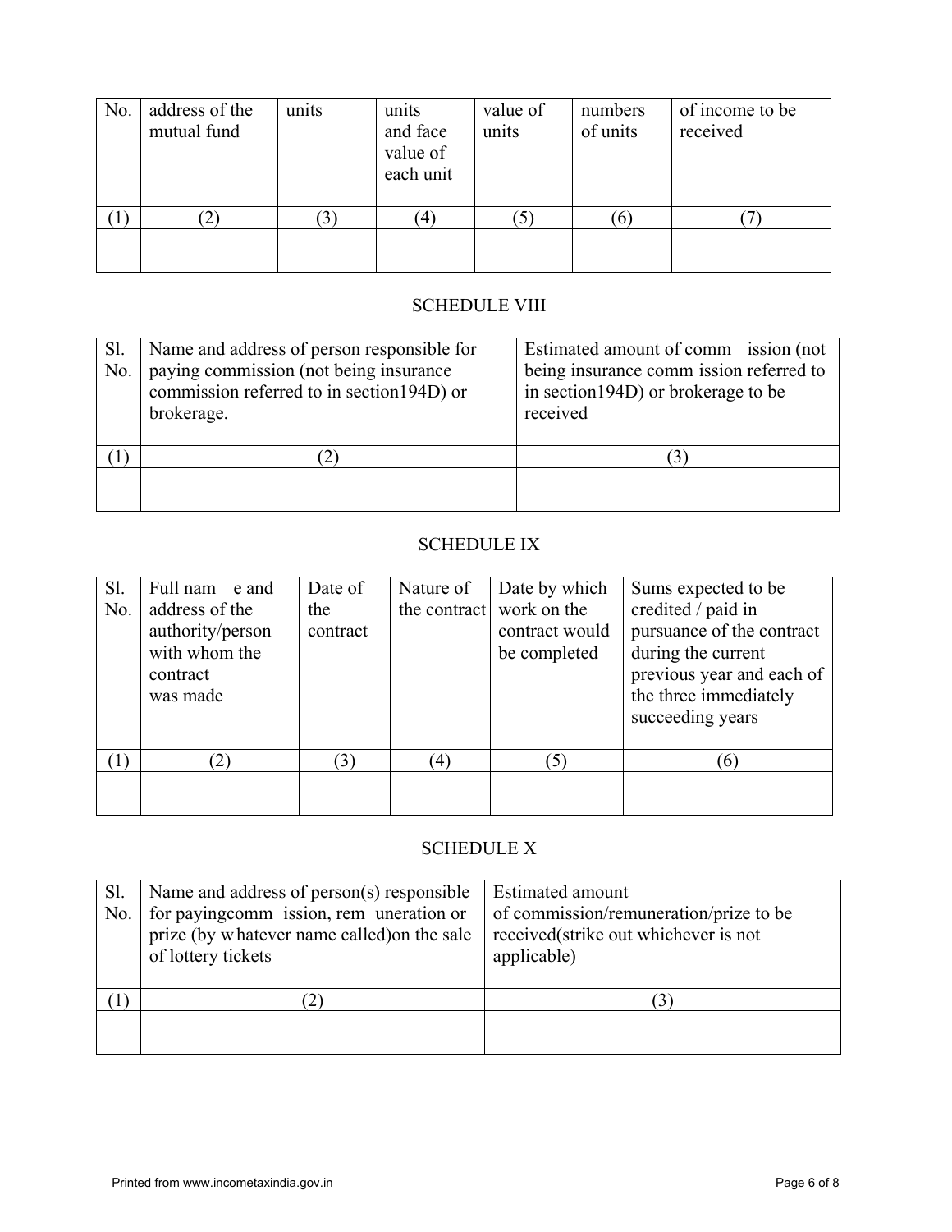| No. | address of the mutual fund | units | units and face value of each unit | value of units | numbers of units | of income to be received |
|---|---|---|---|---|---|---|
| (1) | (2) | (3) | (4) | (5) | (6) | (7) |
| | | | | | | |

## SCHEDULE VIII

| Sl. No. | Name and address of person responsible for paying commission (not being insurance commission referred to in section194D) or brokerage. | Estimated amount of comm ission (not being insurance comm ission referred to in section194D) or brokerage to be received |
|---|---|---|
| (1) | (2) | (3) |
| | | |

## SCHEDULE IX

| Sl. No. | Full nam e and address of the authority/person with whom the contract was made | Date of the contract | Nature of the contract | Date by which work on the contract would be completed | Sums expected to be credited / paid in pursuance of the contract during the current previous year and each of the three immediately succeeding years |
|---|---|---|---|---|---|
| (1) | (2) | (3) | (4) | (5) | (6) |
| | | | | | |

## SCHEDULE X

| Sl. No. | Name and address of person(s) responsible for payingcomm ission, rem uneration or prize (by whatever name called)on the sale of lottery tickets | Estimated amount of commission/remuneration/prize to be received(strike out whichever is not applicable) |
|---|---|---|
| (1) | (2) | (3) |
| | | |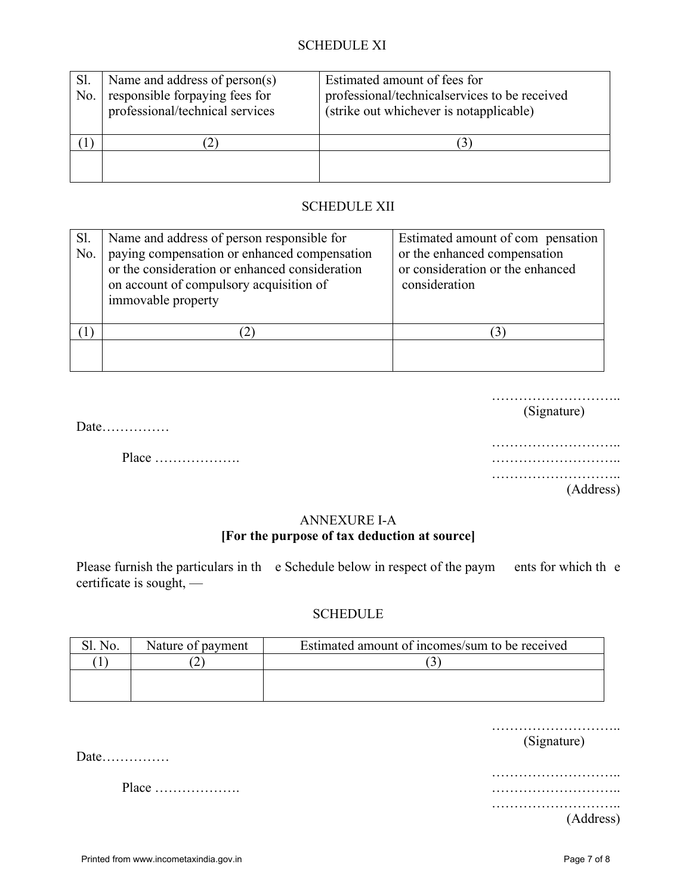SCHEDULE XI

| Sl. No. | Name and address of person(s) responsible forpaying fees for professional/technical services | Estimated amount of fees for professional/technicalservices to be received (strike out whichever is notapplicable) |
|---|---|---|
| (1) | (2) | (3) |
| | | |

SCHEDULE XII

| Sl. No. | Name and address of person responsible for paying compensation or enhanced compensation or the consideration or enhanced consideration on account of compulsory acquisition of immovable property | Estimated amount of com pensation or the enhanced compensation or consideration or the enhanced consideration |
|---|---|---|
| (1) | (2) | (3) |
| | | |

………………………..
(Signature)

Date……………

Place ……………….

………………………..
………………………..
………………………..
(Address)

## ANNEXURE I-A

**[For the purpose of tax deduction at source]**

Please furnish the particulars in the Schedule below in respect of the payments for which the certificate is sought, —

SCHEDULE

| Sl. No. | Nature of payment | Estimated amount of incomes/sum to be received |
|---|---|---|
| (1) | (2) | (3) |
| | | |

………………………..
(Signature)

Date……………

Place ……………….

………………………..
………………………..
………………………..
(Address)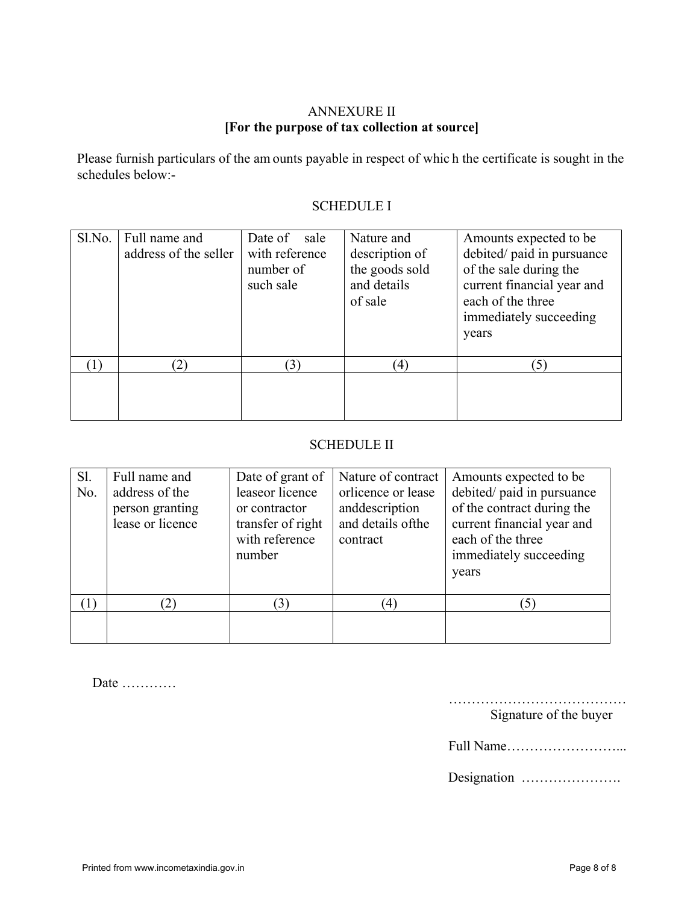ANNEXURE II

**[For the purpose of tax collection at source]**

Please furnish particulars of the am ounts payable in respect of whic h the certificate is sought in the schedules below:-

SCHEDULE I

| Sl.No. | Full name and address of the seller | Date of sale with reference number of such sale | Nature and description of the goods sold and details of sale | Amounts expected to be debited/ paid in pursuance of the sale during the current financial year and each of the three immediately succeeding years |
|---|---|---|---|---|
| (1) | (2) | (3) | (4) | (5) |
| | | | | |

SCHEDULE II

| Sl. No. | Full name and address of the person granting lease or licence | Date of grant of leaseor licence or contractor transfer of right with reference number | Nature of contract orlicence or lease anddescription and details ofthe contract | Amounts expected to be debited/ paid in pursuance of the contract during the current financial year and each of the three immediately succeeding years |
|---|---|---|---|---|
| (1) | (2) | (3) | (4) | (5) |
| | | | | |

Date …………

…………………………………
Signature of the buyer

Full Name……………………...

Designation ………………….